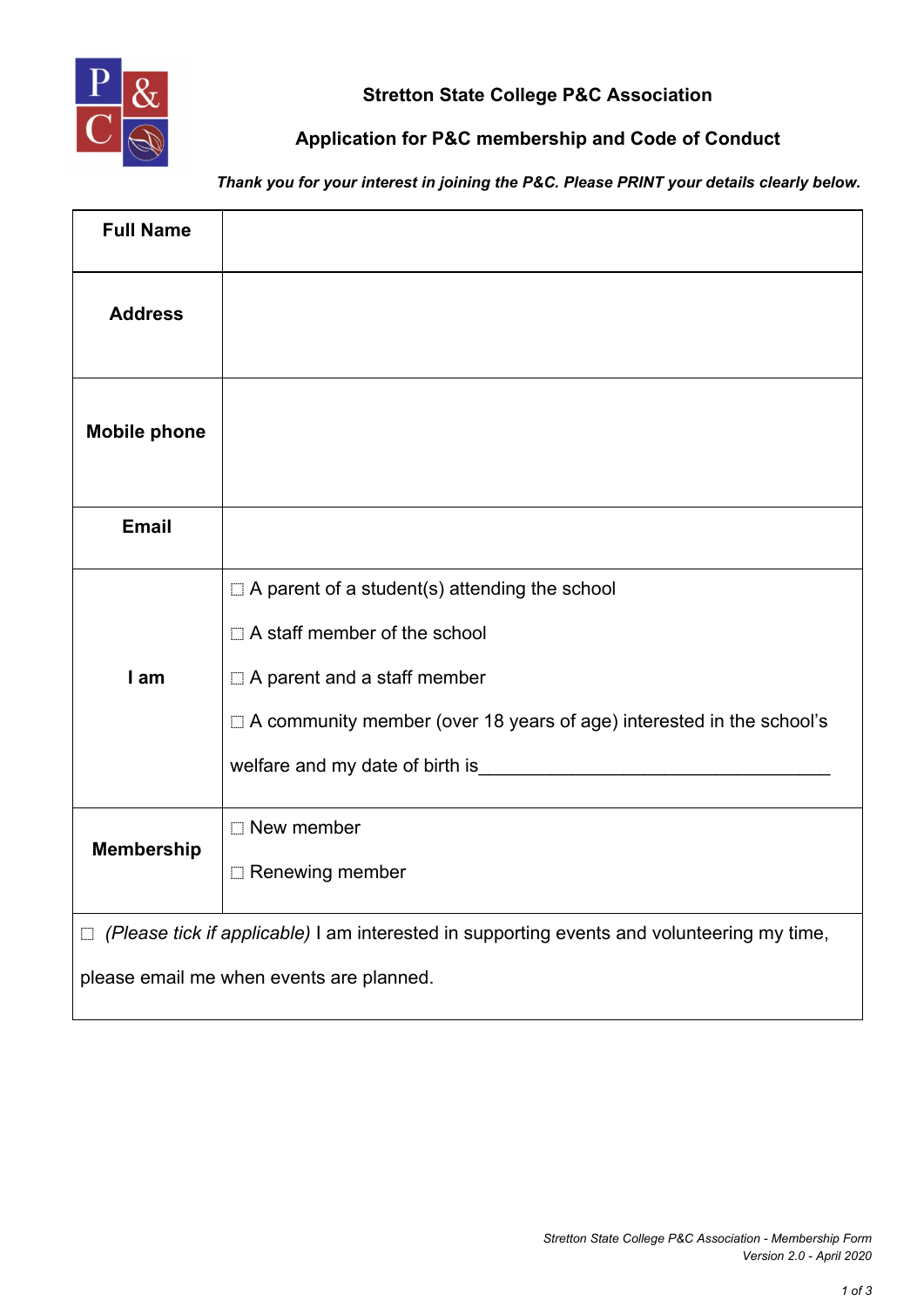**Stretton State College P&C Association**

**Application for P&C membership and Code of Conduct**

***Thank you for your interest in joining the P&C. Please PRINT your details clearly below.***

| | |
|---|---|
| **Full Name** | |
| **Address** | |
| **Mobile phone** | |
| **Email** | |
| **I am** | ☐ A parent of a student(s) attending the school<br>☐ A staff member of the school<br>☐ A parent and a staff member<br>☐ A community member (over 18 years of age) interested in the school's welfare and my date of birth is___________________________________ |
| **Membership** | ☐ New member<br>☐ Renewing member |

☐ *(Please tick if applicable)* I am interested in supporting events and volunteering my time, please email me when events are planned.

*Stretton State College P&C Association - Membership Form*
*Version 2.0 - April 2020*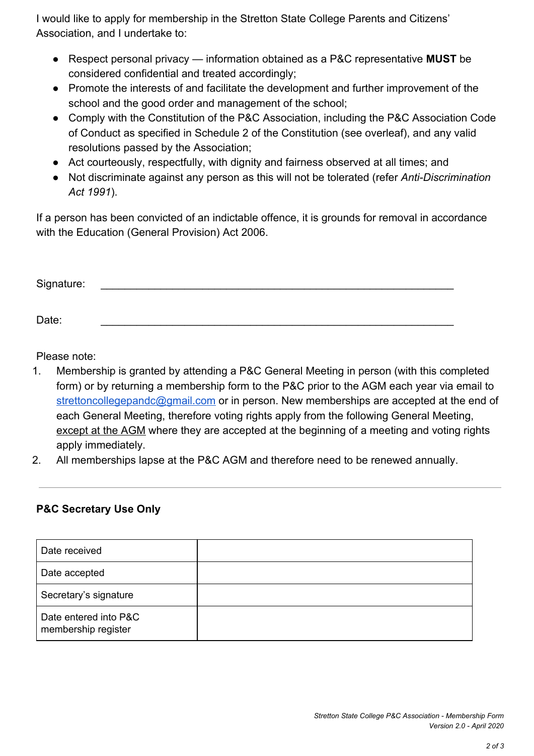I would like to apply for membership in the Stretton State College Parents and Citizens' Association, and I undertake to:

- Respect personal privacy — information obtained as a P&C representative **MUST** be considered confidential and treated accordingly;
- Promote the interests of and facilitate the development and further improvement of the school and the good order and management of the school;
- Comply with the Constitution of the P&C Association, including the P&C Association Code of Conduct as specified in Schedule 2 of the Constitution (see overleaf), and any valid resolutions passed by the Association;
- Act courteously, respectfully, with dignity and fairness observed at all times; and
- Not discriminate against any person as this will not be tolerated (refer *Anti-Discrimination Act 1991*).

If a person has been convicted of an indictable offence, it is grounds for removal in accordance with the Education (General Provision) Act 2006.

Signature: ____________________________________________________________

Date: ____________________________________________________________

Please note:

1. Membership is granted by attending a P&C General Meeting in person (with this completed form) or by returning a membership form to the P&C prior to the AGM each year via email to strettoncollegepandc@gmail.com or in person. New memberships are accepted at the end of each General Meeting, therefore voting rights apply from the following General Meeting, except at the AGM where they are accepted at the beginning of a meeting and voting rights apply immediately.
2. All memberships lapse at the P&C AGM and therefore need to be renewed annually.

---

**P&C Secretary Use Only**

| | |
|---|---|
| Date received | |
| Date accepted | |
| Secretary's signature | |
| Date entered into P&C membership register | |

*Stretton State College P&C Association - Membership Form*
*Version 2.0 - April 2020*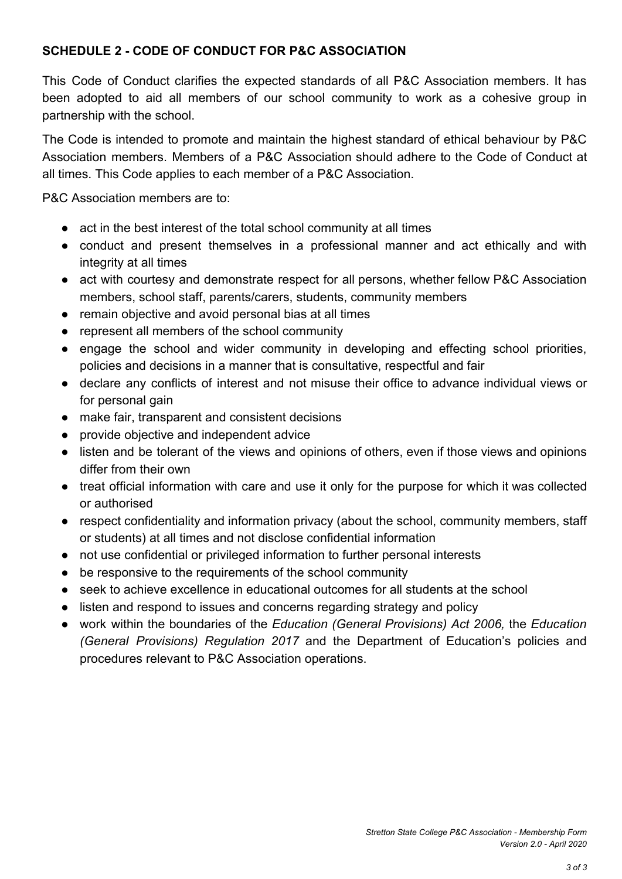**SCHEDULE 2 - CODE OF CONDUCT FOR P&C ASSOCIATION**

This Code of Conduct clarifies the expected standards of all P&C Association members. It has been adopted to aid all members of our school community to work as a cohesive group in partnership with the school.

The Code is intended to promote and maintain the highest standard of ethical behaviour by P&C Association members. Members of a P&C Association should adhere to the Code of Conduct at all times. This Code applies to each member of a P&C Association.

P&C Association members are to:

- act in the best interest of the total school community at all times
- conduct and present themselves in a professional manner and act ethically and with integrity at all times
- act with courtesy and demonstrate respect for all persons, whether fellow P&C Association members, school staff, parents/carers, students, community members
- remain objective and avoid personal bias at all times
- represent all members of the school community
- engage the school and wider community in developing and effecting school priorities, policies and decisions in a manner that is consultative, respectful and fair
- declare any conflicts of interest and not misuse their office to advance individual views or for personal gain
- make fair, transparent and consistent decisions
- provide objective and independent advice
- listen and be tolerant of the views and opinions of others, even if those views and opinions differ from their own
- treat official information with care and use it only for the purpose for which it was collected or authorised
- respect confidentiality and information privacy (about the school, community members, staff or students) at all times and not disclose confidential information
- not use confidential or privileged information to further personal interests
- be responsive to the requirements of the school community
- seek to achieve excellence in educational outcomes for all students at the school
- listen and respond to issues and concerns regarding strategy and policy
- work within the boundaries of the *Education (General Provisions) Act 2006,* the *Education (General Provisions) Regulation 2017* and the Department of Education's policies and procedures relevant to P&C Association operations.